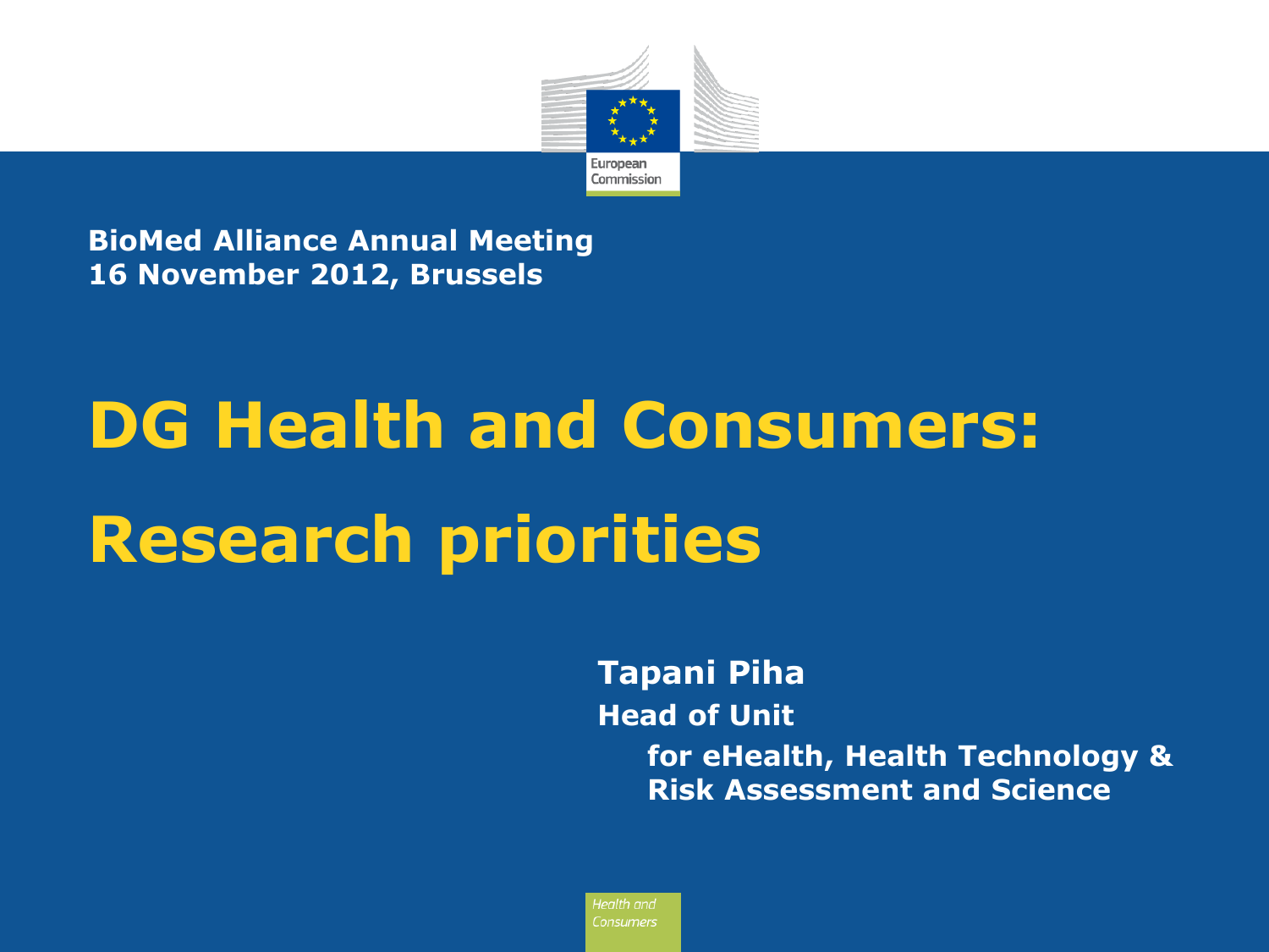**BioMed Alliance Annual Meeting**
**16 November 2012, Brussels**

# DG Health and Consumers: Research priorities

**Tapani Piha**

**Head of Unit**

**for eHealth, Health Technology & Risk Assessment and Science**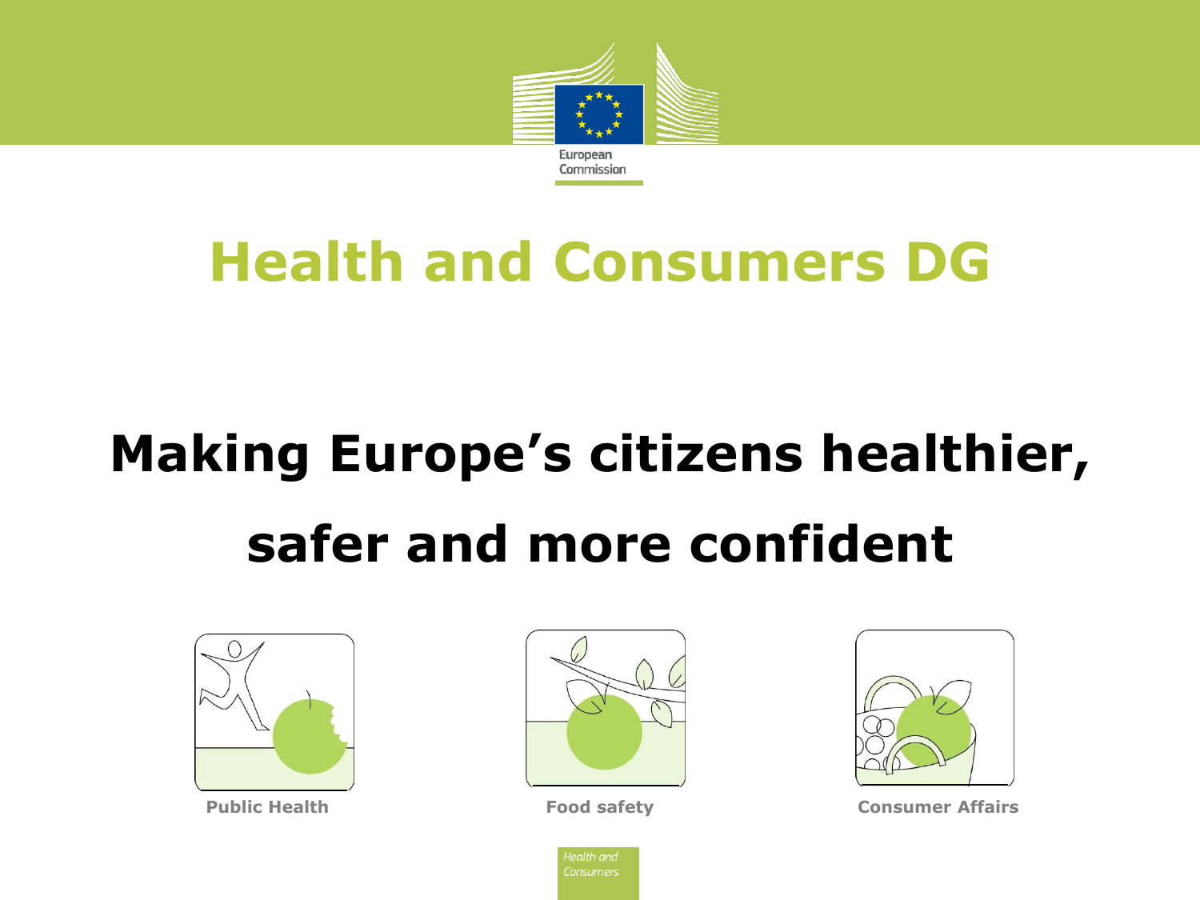European Commission

# Health and Consumers DG

## Making Europe's citizens healthier, safer and more confident

**Public Health**

**Food safety**

**Consumer Affairs**

*Health and Consumers*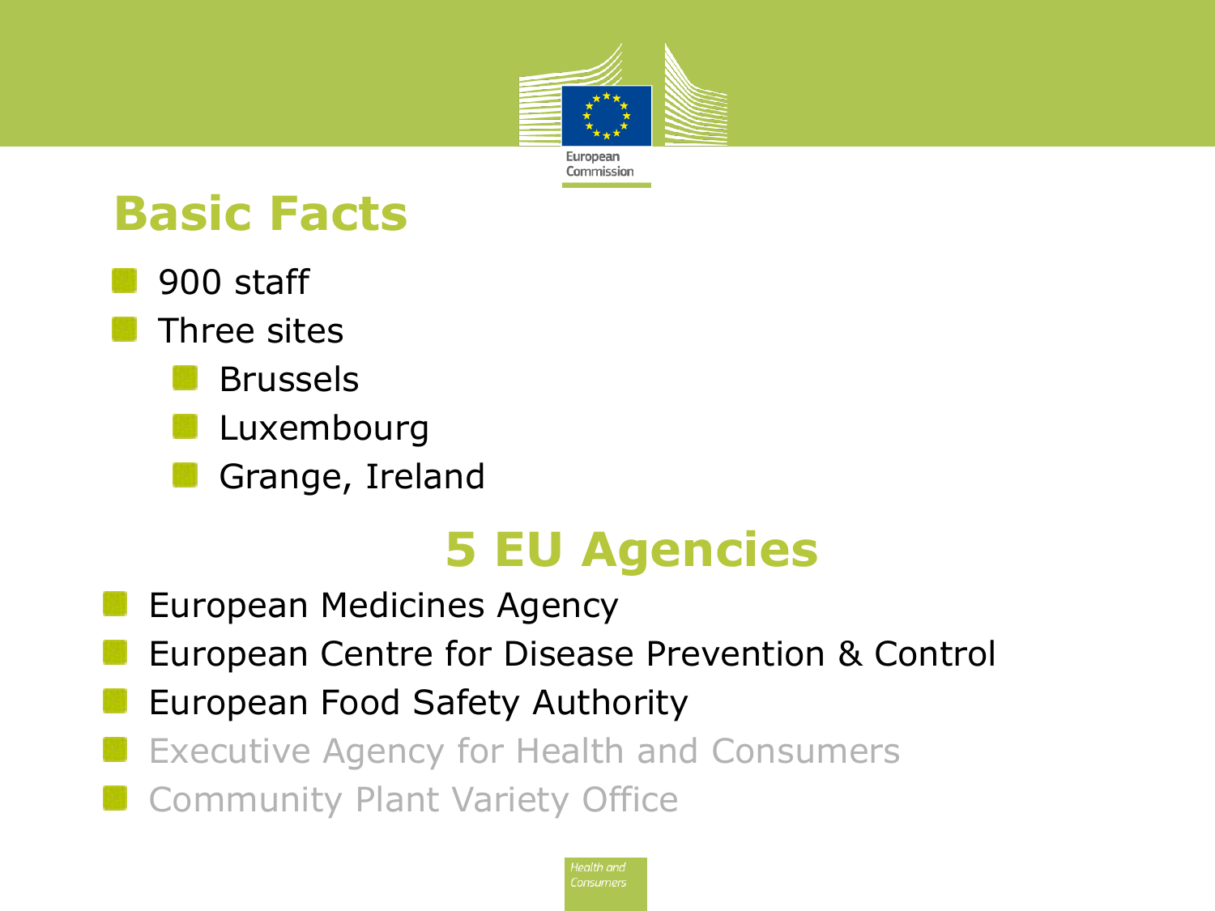# Basic Facts

- 900 staff
- Three sites
  - Brussels
  - Luxembourg
  - Grange, Ireland

## 5 EU Agencies

- European Medicines Agency
- European Centre for Disease Prevention & Control
- European Food Safety Authority
- Executive Agency for Health and Consumers
- Community Plant Variety Office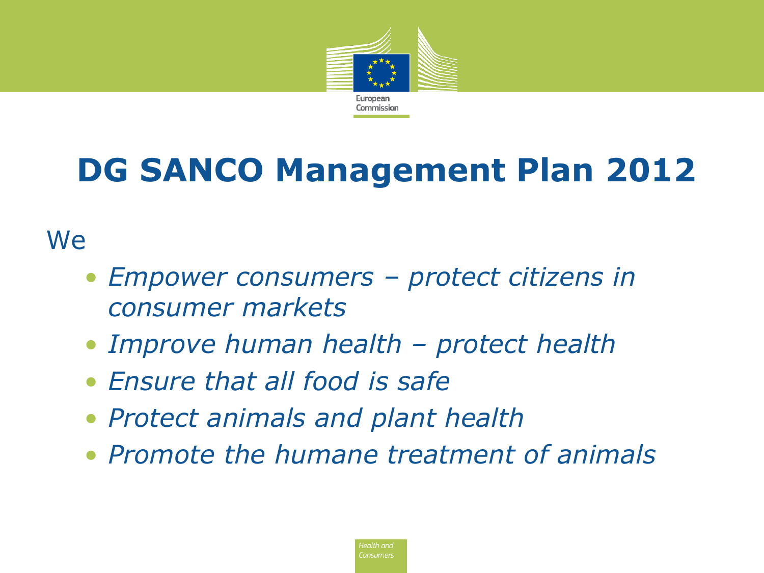# DG SANCO Management Plan 2012

We

- *Empower consumers – protect citizens in consumer markets*
- *Improve human health – protect health*
- *Ensure that all food is safe*
- *Protect animals and plant health*
- *Promote the humane treatment of animals*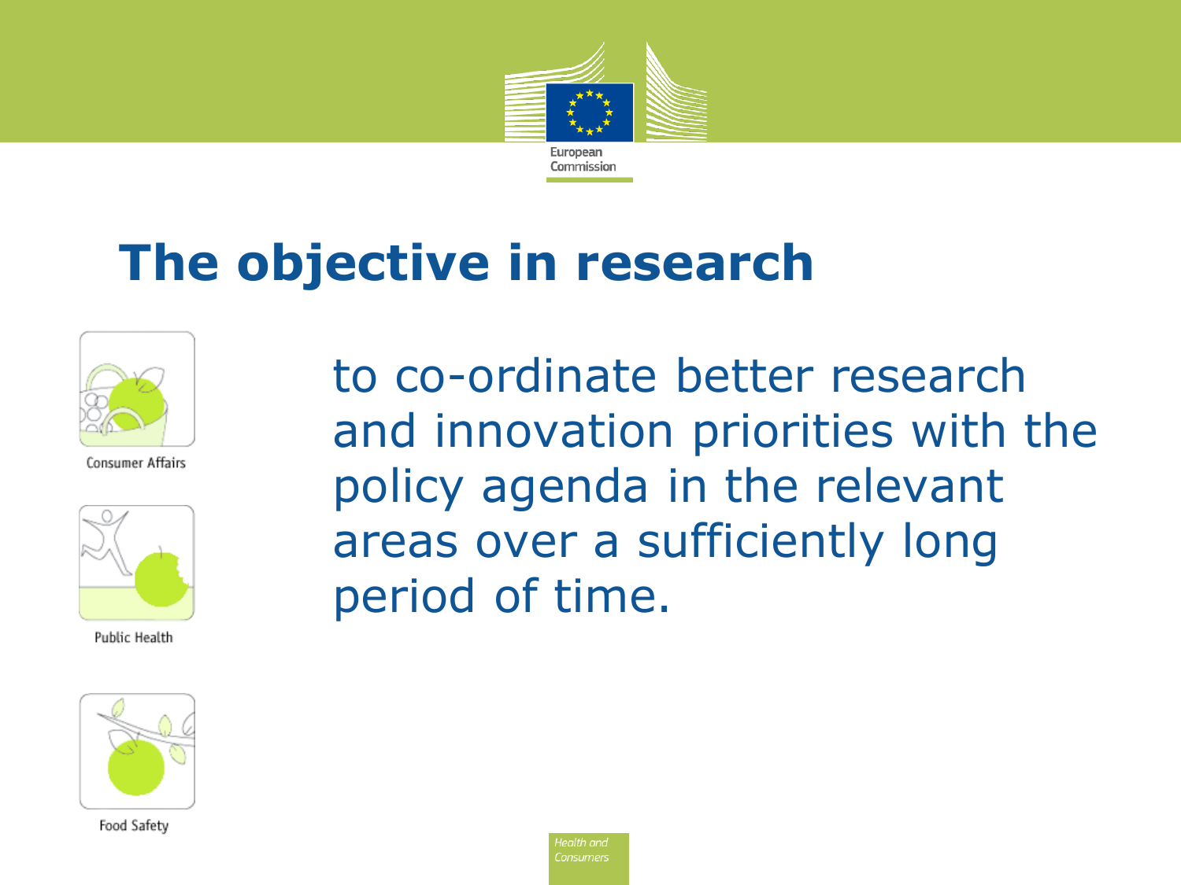# The objective in research

Consumer Affairs

Public Health

Food Safety

to co-ordinate better research and innovation priorities with the policy agenda in the relevant areas over a sufficiently long period of time.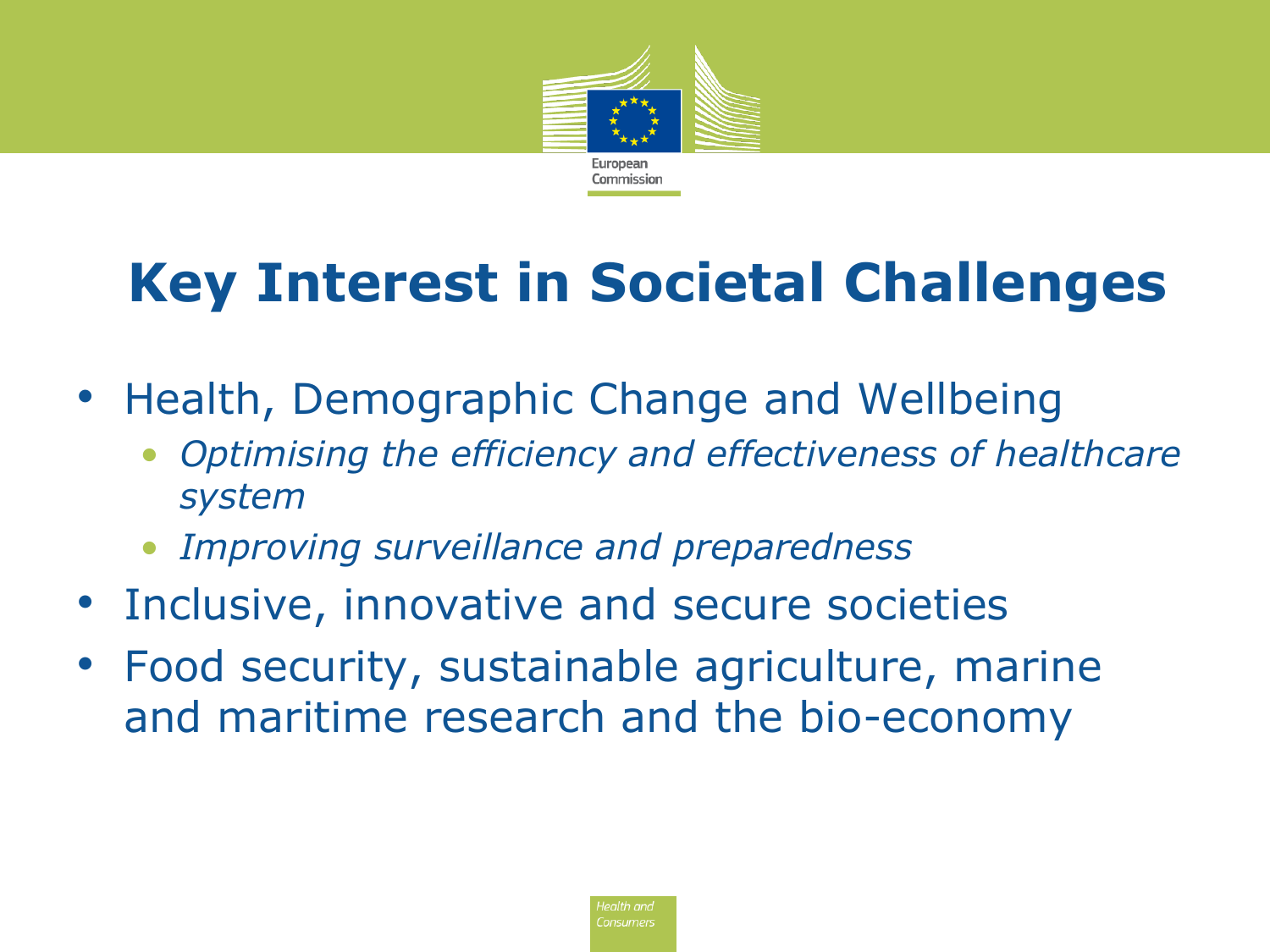# Key Interest in Societal Challenges

- Health, Demographic Change and Wellbeing
  - *Optimising the efficiency and effectiveness of healthcare system*
  - *Improving surveillance and preparedness*
- Inclusive, innovative and secure societies
- Food security, sustainable agriculture, marine and maritime research and the bio-economy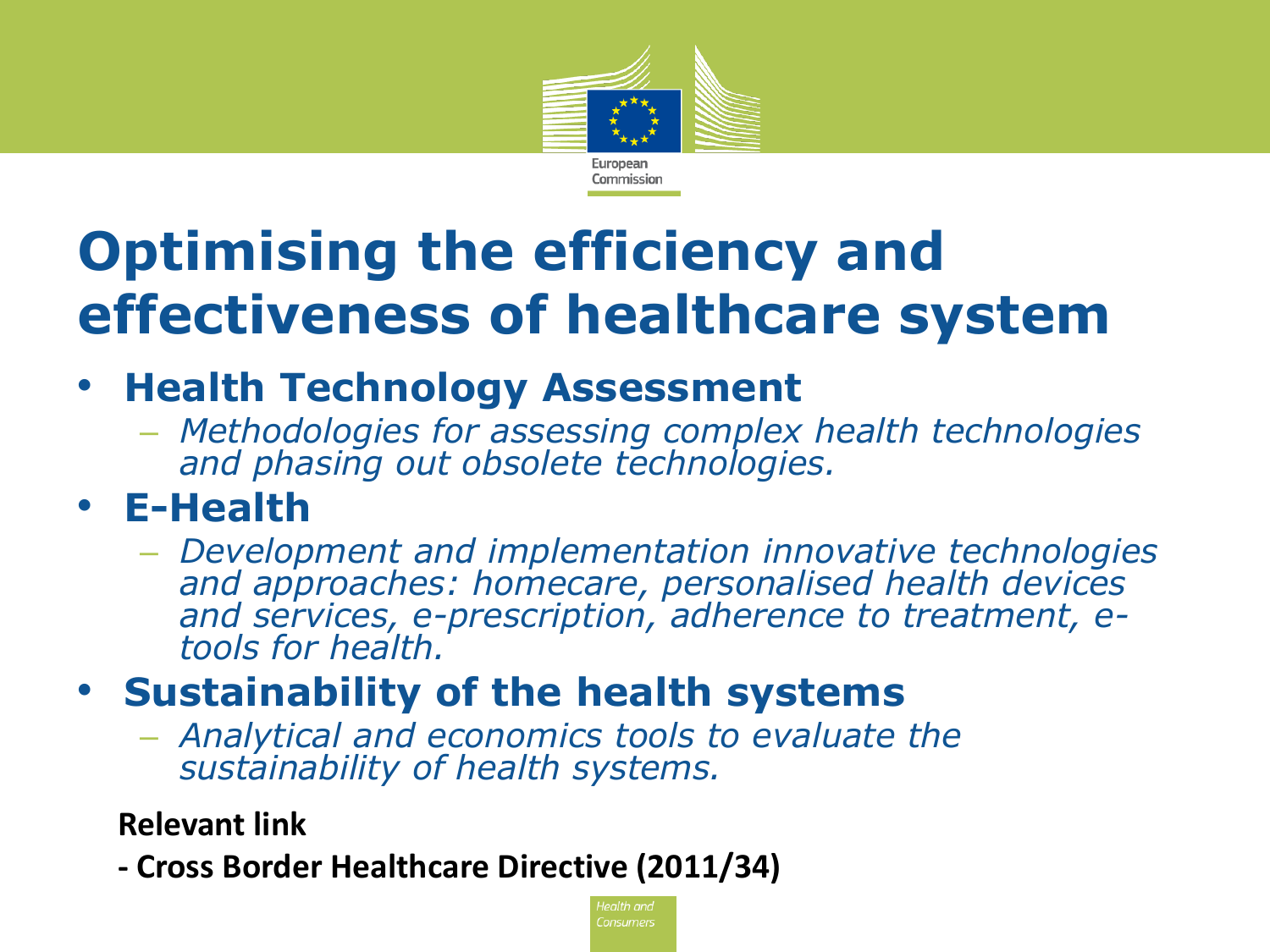# Optimising the efficiency and effectiveness of healthcare system

- **Health Technology Assessment**
  - *Methodologies for assessing complex health technologies and phasing out obsolete technologies.*
- **E-Health**
  - *Development and implementation innovative technologies and approaches: homecare, personalised health devices and services, e-prescription, adherence to treatment, e-tools for health.*
- **Sustainability of the health systems**
  - *Analytical and economics tools to evaluate the sustainability of health systems.*

**Relevant link**

**- Cross Border Healthcare Directive (2011/34)**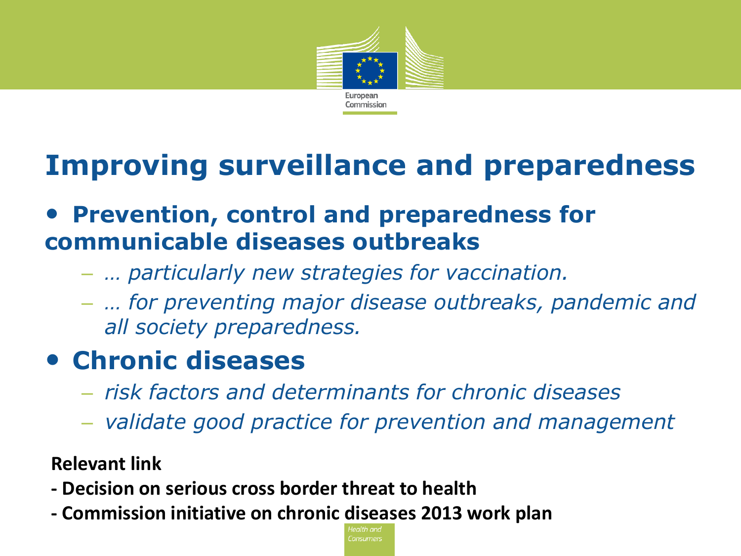# Improving surveillance and preparedness

- **Prevention, control and preparedness for communicable diseases outbreaks**
  - *… particularly new strategies for vaccination.*
  - *… for preventing major disease outbreaks, pandemic and all society preparedness.*
- **Chronic diseases**
  - *risk factors and determinants for chronic diseases*
  - *validate good practice for prevention and management*

**Relevant link**

**- Decision on serious cross border threat to health**

**- Commission initiative on chronic diseases 2013 work plan**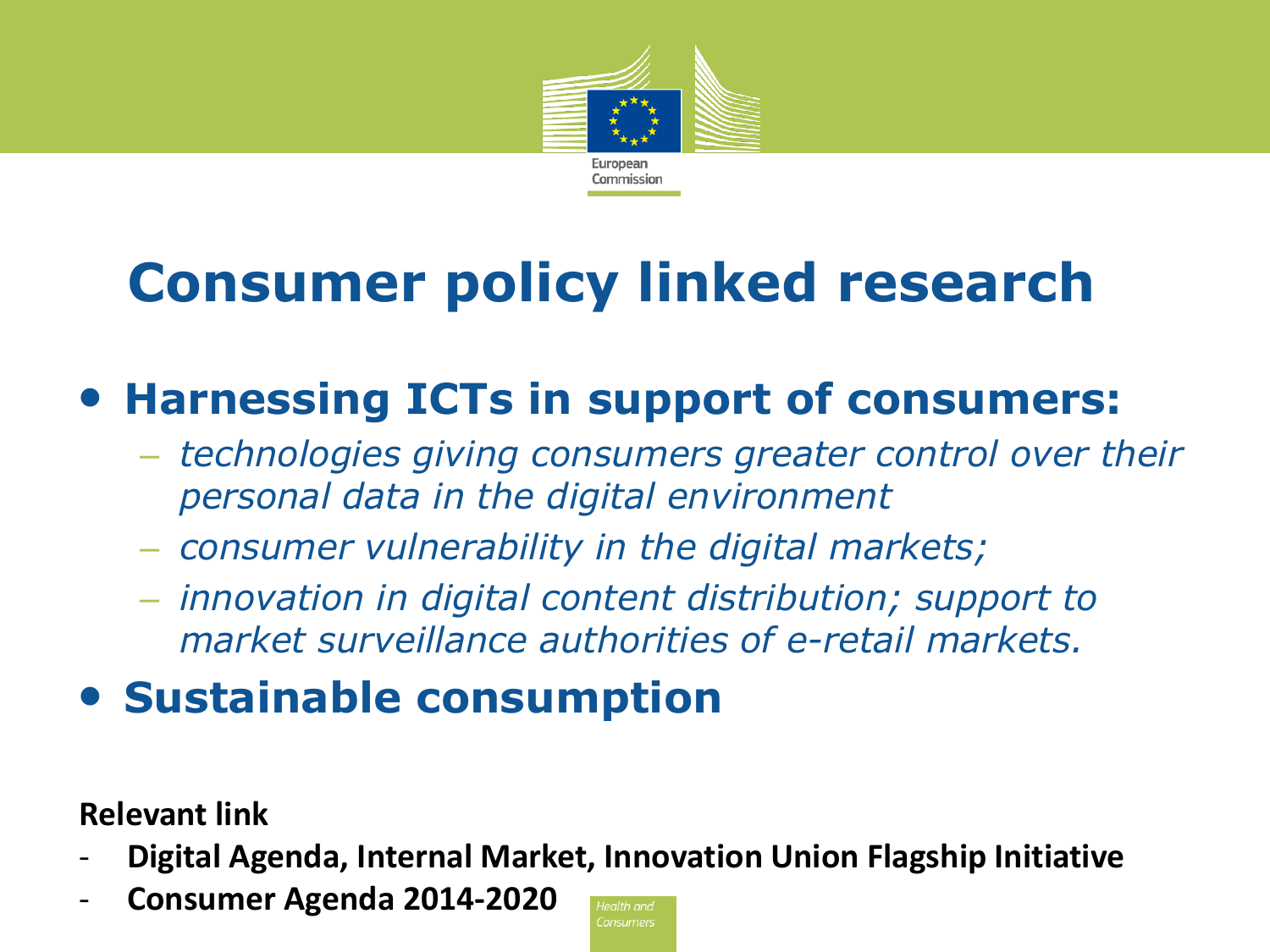# Consumer policy linked research

- **Harnessing ICTs in support of consumers:**
  - *technologies giving consumers greater control over their personal data in the digital environment*
  - *consumer vulnerability in the digital markets;*
  - *innovation in digital content distribution; support to market surveillance authorities of e-retail markets.*
- **Sustainable consumption**

**Relevant link**

- **Digital Agenda, Internal Market, Innovation Union Flagship Initiative**
- **Consumer Agenda 2014-2020**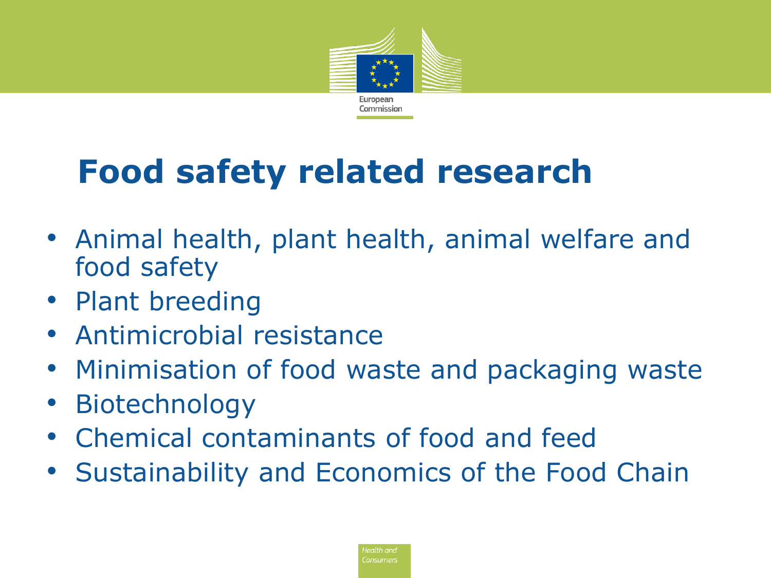# Food safety related research

- Animal health, plant health, animal welfare and food safety
- Plant breeding
- Antimicrobial resistance
- Minimisation of food waste and packaging waste
- Biotechnology
- Chemical contaminants of food and feed
- Sustainability and Economics of the Food Chain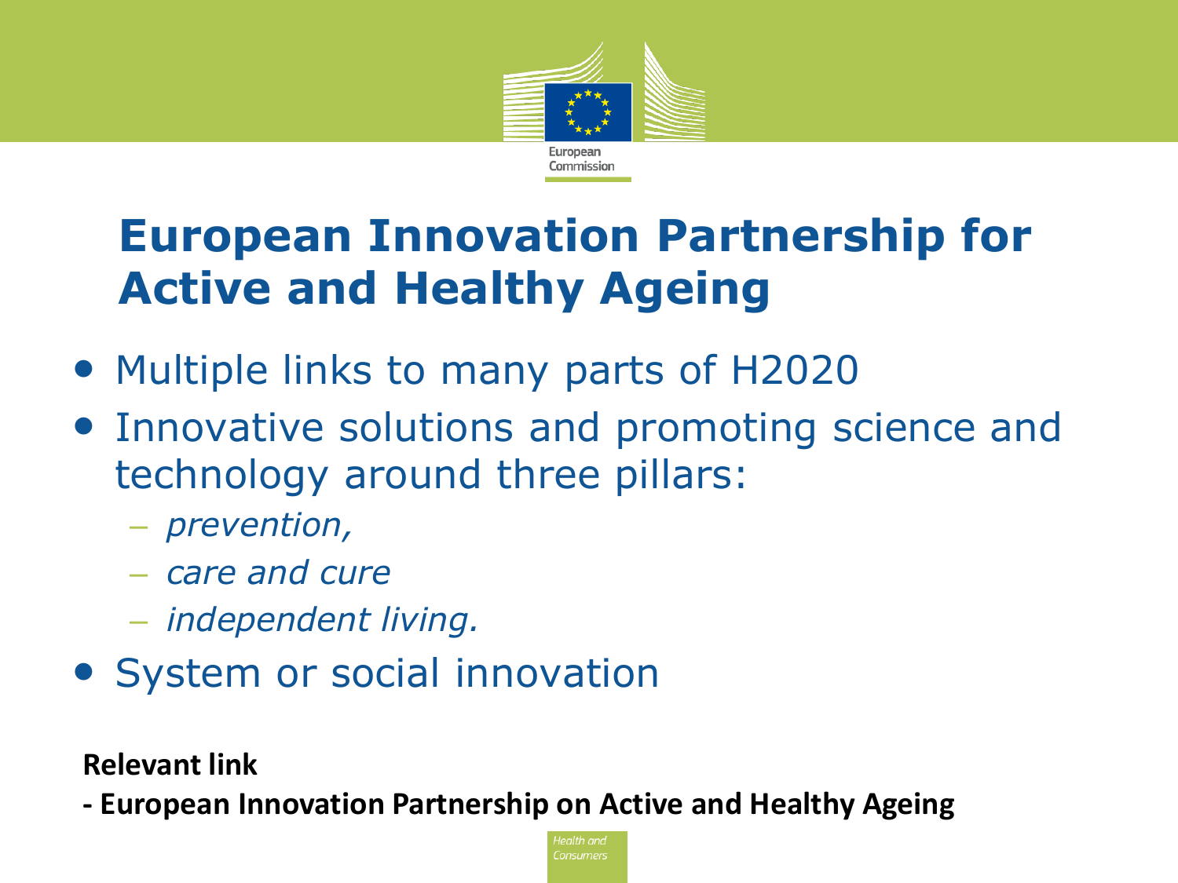# European Innovation Partnership for Active and Healthy Ageing

- Multiple links to many parts of H2020
- Innovative solutions and promoting science and technology around three pillars:
  - *prevention,*
  - *care and cure*
  - *independent living.*
- System or social innovation

**Relevant link**

**- European Innovation Partnership on Active and Healthy Ageing**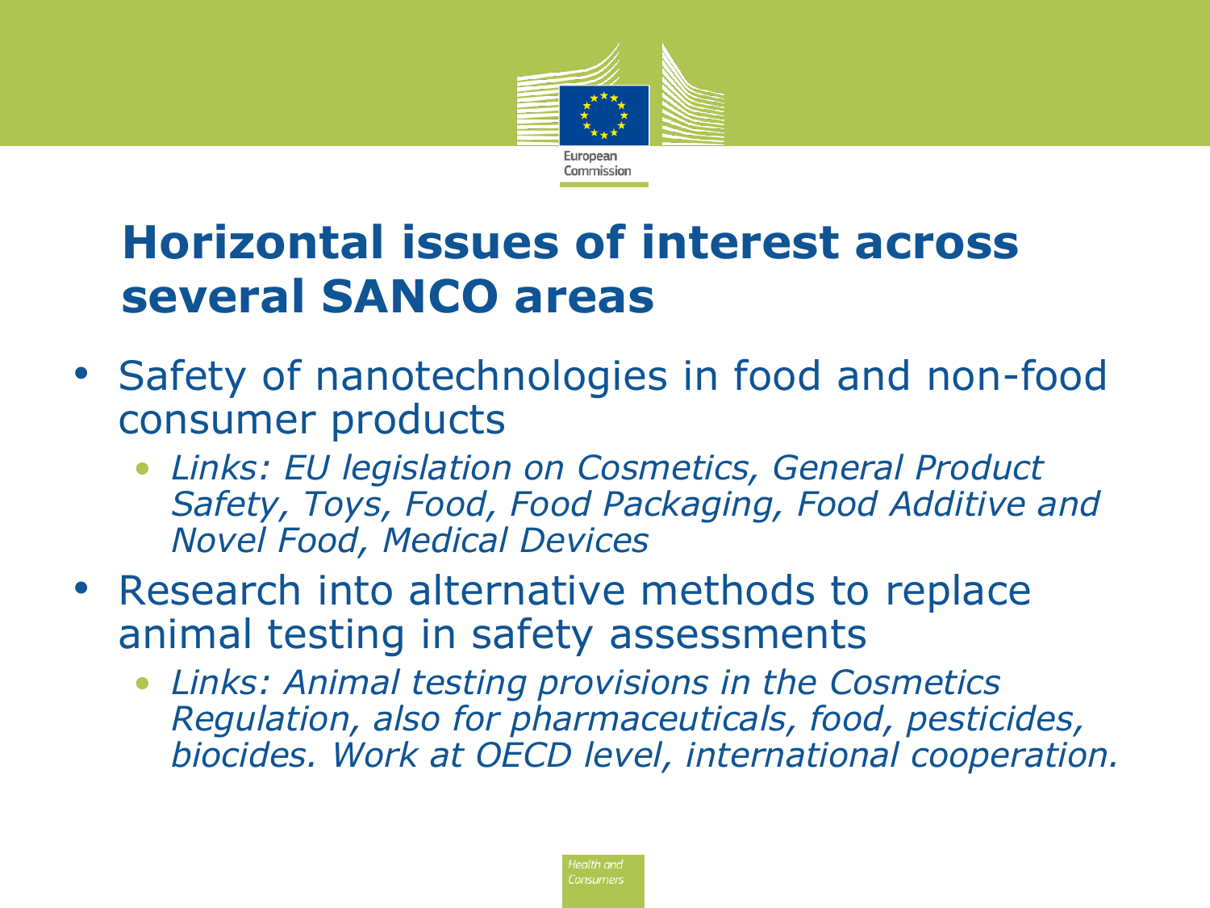# Horizontal issues of interest across several SANCO areas

- Safety of nanotechnologies in food and non-food consumer products
  - *Links: EU legislation on Cosmetics, General Product Safety, Toys, Food, Food Packaging, Food Additive and Novel Food, Medical Devices*
- Research into alternative methods to replace animal testing in safety assessments
  - *Links: Animal testing provisions in the Cosmetics Regulation, also for pharmaceuticals, food, pesticides, biocides. Work at OECD level, international cooperation.*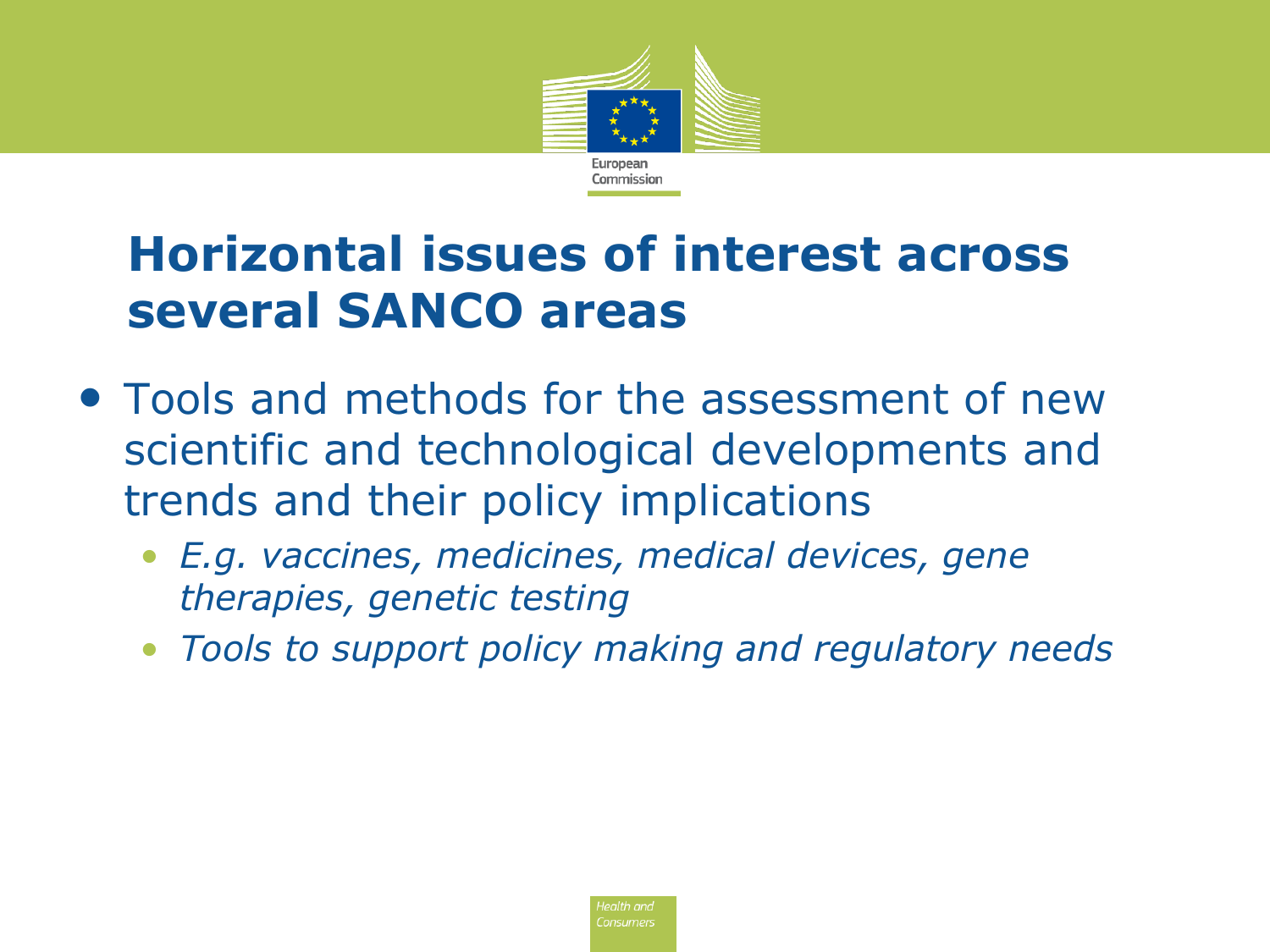# Horizontal issues of interest across several SANCO areas

- Tools and methods for the assessment of new scientific and technological developments and trends and their policy implications
  - *E.g. vaccines, medicines, medical devices, gene therapies, genetic testing*
  - *Tools to support policy making and regulatory needs*